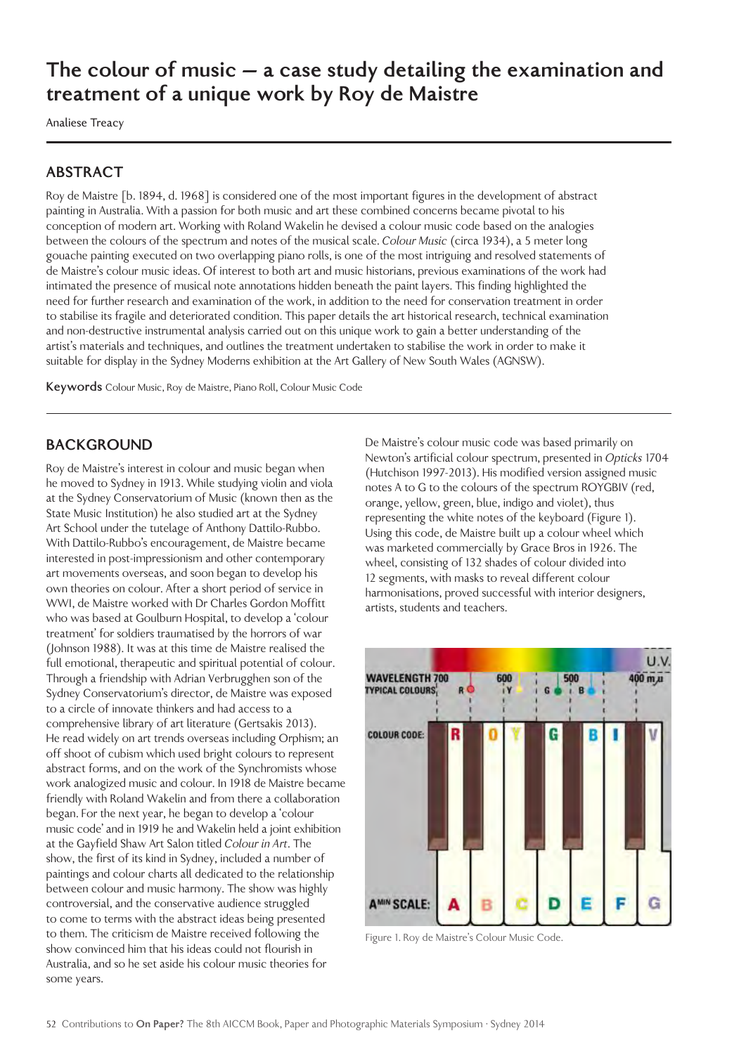# The colour of music – a case study detailing the examination and treatment of a unique work by Roy de Maistre

Analiese Treacy

## ABSTRACT

Roy de Maistre [b. 1894, d. 1968] is considered one of the most important figures in the development of abstract painting in Australia. With a passion for both music and art these combined concerns became pivotal to his conception of modern art. Working with Roland Wakelin he devised a colour music code based on the analogies between the colours of the spectrum and notes of the musical scale. *Colour Music* (circa 1934), a 5 meter long gouache painting executed on two overlapping piano rolls, is one of the most intriguing and resolved statements of de Maistre's colour music ideas. Of interest to both art and music historians, previous examinations of the work had intimated the presence of musical note annotations hidden beneath the paint layers. This finding highlighted the need for further research and examination of the work, in addition to the need for conservation treatment in order to stabilise its fragile and deteriorated condition. This paper details the art historical research, technical examination and non-destructive instrumental analysis carried out on this unique work to gain a better understanding of the artist's materials and techniques, and outlines the treatment undertaken to stabilise the work in order to make it suitable for display in the Sydney Moderns exhibition at the Art Gallery of New South Wales (AGNSW).

**Keywords** Colour Music, Roy de Maistre, Piano Roll, Colour Music Code

## BACKGROUND

Roy de Maistre's interest in colour and music began when he moved to Sydney in 1913. While studying violin and viola at the Sydney Conservatorium of Music (known then as the State Music Institution) he also studied art at the Sydney Art School under the tutelage of Anthony Dattilo-Rubbo. With Dattilo-Rubbo's encouragement, de Maistre became interested in post-impressionism and other contemporary art movements overseas, and soon began to develop his own theories on colour. After a short period of service in WWI, de Maistre worked with Dr Charles Gordon Moffitt who was based at Goulburn Hospital, to develop a 'colour treatment' for soldiers traumatised by the horrors of war (Johnson 1988). It was at this time de Maistre realised the full emotional, therapeutic and spiritual potential of colour. Through a friendship with Adrian Verbrugghen son of the Sydney Conservatorium's director, de Maistre was exposed to a circle of innovate thinkers and had access to a comprehensive library of art literature (Gertsakis 2013). He read widely on art trends overseas including Orphism; an off shoot of cubism which used bright colours to represent abstract forms, and on the work of the Synchromists whose work analogized music and colour. In 1918 de Maistre became friendly with Roland Wakelin and from there a collaboration began. For the next year, he began to develop a 'colour music code' and in 1919 he and Wakelin held a joint exhibition at the Gayfield Shaw Art Salon titled *Colour in Art*. The show, the first of its kind in Sydney, included a number of paintings and colour charts all dedicated to the relationship between colour and music harmony. The show was highly controversial, and the conservative audience struggled to come to terms with the abstract ideas being presented to them. The criticism de Maistre received following the show convinced him that his ideas could not flourish in Australia, and so he set aside his colour music theories for some years.

De Maistre's colour music code was based primarily on Newton's artificial colour spectrum, presented in *Opticks* 1704 (Hutchison 1997-2013). His modified version assigned music notes A to G to the colours of the spectrum ROYGBIV (red, orange, yellow, green, blue, indigo and violet), thus representing the white notes of the keyboard (Figure 1). Using this code, de Maistre built up a colour wheel which was marketed commercially by Grace Bros in 1926. The wheel, consisting of 132 shades of colour divided into 12 segments, with masks to reveal different colour harmonisations, proved successful with interior designers, artists, students and teachers.

Figure 1. Roy de Maistre's Colour Music Code.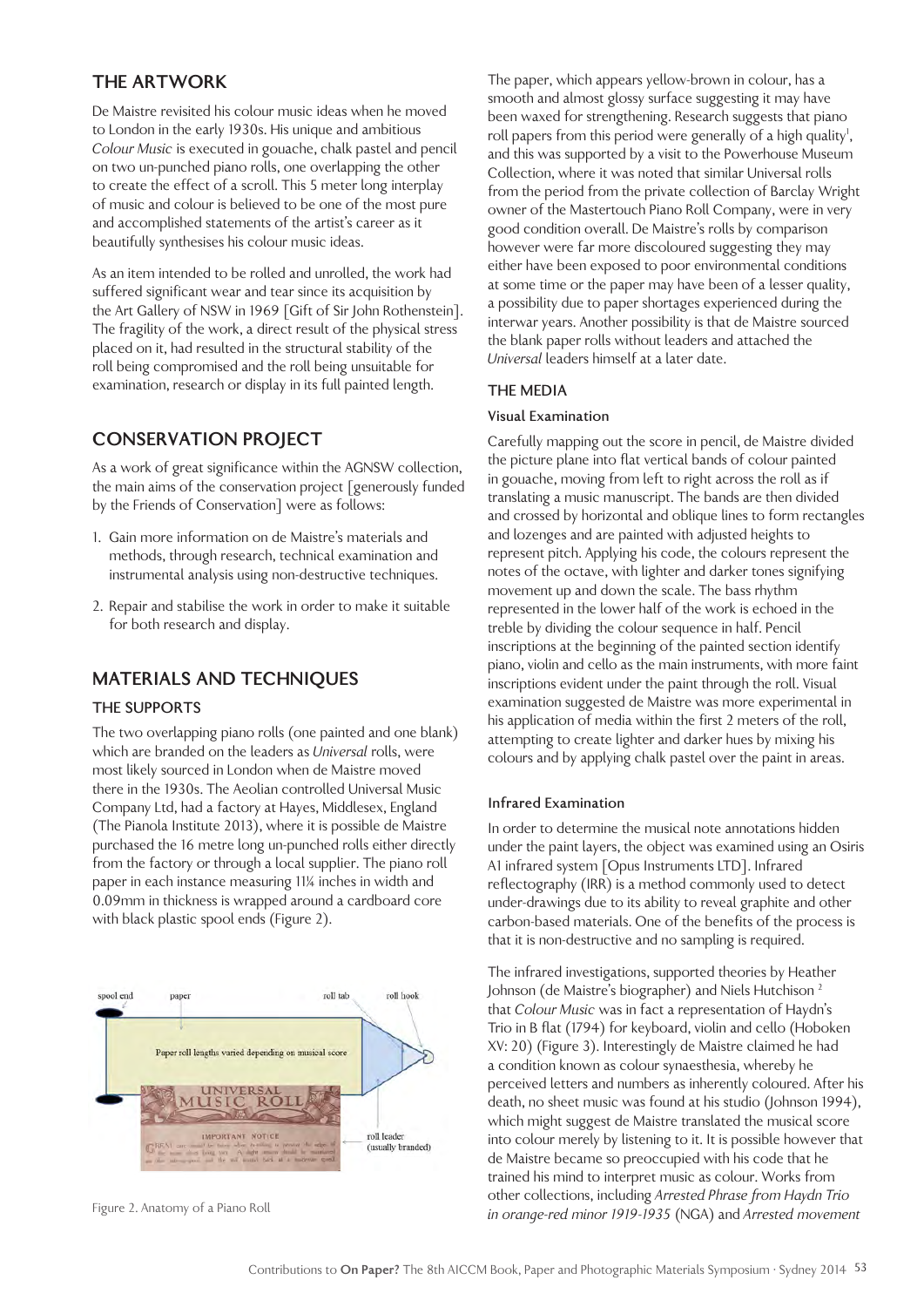## THE ARTWORK

De Maistre revisited his colour music ideas when he moved to London in the early 1930s. His unique and ambitious *Colour Music* is executed in gouache, chalk pastel and pencil on two un-punched piano rolls, one overlapping the other to create the effect of a scroll. This 5 meter long interplay of music and colour is believed to be one of the most pure and accomplished statements of the artist's career as it beautifully synthesises his colour music ideas.

As an item intended to be rolled and unrolled, the work had suffered significant wear and tear since its acquisition by the Art Gallery of NSW in 1969 [Gift of Sir John Rothenstein]. The fragility of the work, a direct result of the physical stress placed on it, had resulted in the structural stability of the roll being compromised and the roll being unsuitable for examination, research or display in its full painted length.

## CONSERVATION PROJECT

As a work of great significance within the AGNSW collection, the main aims of the conservation project [generously funded by the Friends of Conservation] were as follows:

1. Gain more information on de Maistre's materials and methods, through research, technical examination and instrumental analysis using non-destructive techniques.
2. Repair and stabilise the work in order to make it suitable for both research and display.

## MATERIALS AND TECHNIQUES

### THE SUPPORTS

The two overlapping piano rolls (one painted and one blank) which are branded on the leaders as *Universal* rolls, were most likely sourced in London when de Maistre moved there in the 1930s. The Aeolian controlled Universal Music Company Ltd, had a factory at Hayes, Middlesex, England (The Pianola Institute 2013), where it is possible de Maistre purchased the 16 metre long un-punched rolls either directly from the factory or through a local supplier. The piano roll paper in each instance measuring 11¼ inches in width and 0.09mm in thickness is wrapped around a cardboard core with black plastic spool ends (Figure 2).

spool end | paper | roll tab | roll hook

Paper roll lengths varied depending on musical score

roll leader (usually branded)

Figure 2. Anatomy of a Piano Roll

The paper, which appears yellow-brown in colour, has a smooth and almost glossy surface suggesting it may have been waxed for strengthening. Research suggests that piano roll papers from this period were generally of a high quality[1], and this was supported by a visit to the Powerhouse Museum Collection, where it was noted that similar Universal rolls from the period from the private collection of Barclay Wright owner of the Mastertouch Piano Roll Company, were in very good condition overall. De Maistre's rolls by comparison however were far more discoloured suggesting they may either have been exposed to poor environmental conditions at some time or the paper may have been of a lesser quality, a possibility due to paper shortages experienced during the interwar years. Another possibility is that de Maistre sourced the blank paper rolls without leaders and attached the *Universal* leaders himself at a later date.

### THE MEDIA

#### Visual Examination

Carefully mapping out the score in pencil, de Maistre divided the picture plane into flat vertical bands of colour painted in gouache, moving from left to right across the roll as if translating a music manuscript. The bands are then divided and crossed by horizontal and oblique lines to form rectangles and lozenges and are painted with adjusted heights to represent pitch. Applying his code, the colours represent the notes of the octave, with lighter and darker tones signifying movement up and down the scale. The bass rhythm represented in the lower half of the work is echoed in the treble by dividing the colour sequence in half. Pencil inscriptions at the beginning of the painted section identify piano, violin and cello as the main instruments, with more faint inscriptions evident under the paint through the roll. Visual examination suggested de Maistre was more experimental in his application of media within the first 2 meters of the roll, attempting to create lighter and darker hues by mixing his colours and by applying chalk pastel over the paint in areas.

#### Infrared Examination

In order to determine the musical note annotations hidden under the paint layers, the object was examined using an Osiris A1 infrared system [Opus Instruments LTD]. Infrared reflectography (IRR) is a method commonly used to detect under-drawings due to its ability to reveal graphite and other carbon-based materials. One of the benefits of the process is that it is non-destructive and no sampling is required.

The infrared investigations, supported theories by Heather Johnson (de Maistre's biographer) and Niels Hutchison [2] that *Colour Music* was in fact a representation of Haydn's Trio in B flat (1794) for keyboard, violin and cello (Hoboken XV: 20) (Figure 3). Interestingly de Maistre claimed he had a condition known as colour synaesthesia, whereby he perceived letters and numbers as inherently coloured. After his death, no sheet music was found at his studio (Johnson 1994), which might suggest de Maistre translated the musical score into colour merely by listening to it. It is possible however that de Maistre became so preoccupied with his code that he trained his mind to interpret music as colour. Works from other collections, including *Arrested Phrase from Haydn Trio in orange-red minor 1919-1935* (NGA) and *Arrested movement*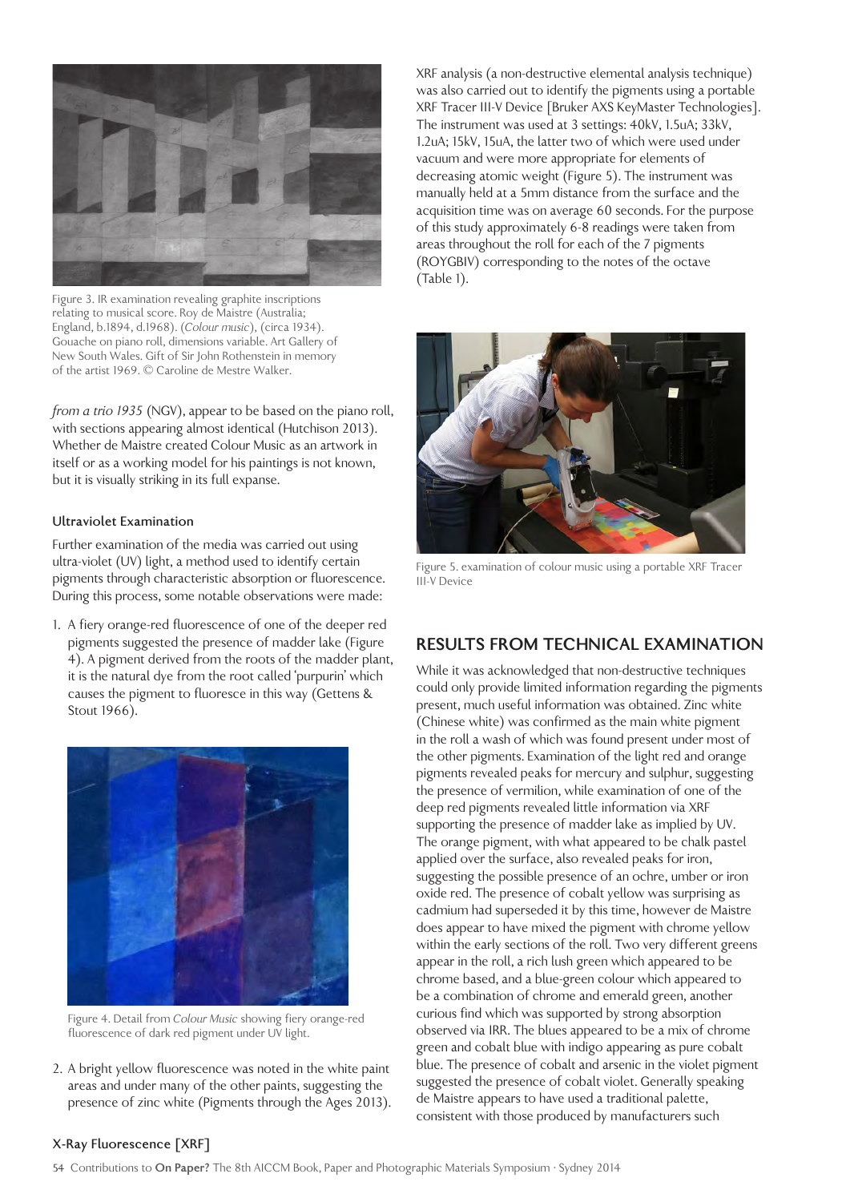Figure 3. IR examination revealing graphite inscriptions relating to musical score. Roy de Maistre (Australia; England, b.1894, d.1968). (*Colour music*), (circa 1934). Gouache on piano roll, dimensions variable. Art Gallery of New South Wales. Gift of Sir John Rothenstein in memory of the artist 1969. © Caroline de Mestre Walker.

*from a trio 1935* (NGV), appear to be based on the piano roll, with sections appearing almost identical (Hutchison 2013). Whether de Maistre created Colour Music as an artwork in itself or as a working model for his paintings is not known, but it is visually striking in its full expanse.

### Ultraviolet Examination

Further examination of the media was carried out using ultra-violet (UV) light, a method used to identify certain pigments through characteristic absorption or fluorescence. During this process, some notable observations were made:

1. A fiery orange-red fluorescence of one of the deeper red pigments suggested the presence of madder lake (Figure 4). A pigment derived from the roots of the madder plant, it is the natural dye from the root called 'purpurin' which causes the pigment to fluoresce in this way (Gettens & Stout 1966).

Figure 4. Detail from *Colour Music* showing fiery orange-red fluorescence of dark red pigment under UV light.

2. A bright yellow fluorescence was noted in the white paint areas and under many of the other paints, suggesting the presence of zinc white (Pigments through the Ages 2013).

### X-Ray Fluorescence [XRF]

XRF analysis (a non-destructive elemental analysis technique) was also carried out to identify the pigments using a portable XRF Tracer III-V Device [Bruker AXS KeyMaster Technologies]. The instrument was used at 3 settings: 40kV, 1.5uA; 33kV, 1.2uA; 15kV, 15uA, the latter two of which were used under vacuum and were more appropriate for elements of decreasing atomic weight (Figure 5). The instrument was manually held at a 5mm distance from the surface and the acquisition time was on average 60 seconds. For the purpose of this study approximately 6-8 readings were taken from areas throughout the roll for each of the 7 pigments (ROYGBIV) corresponding to the notes of the octave (Table 1).

Figure 5. examination of colour music using a portable XRF Tracer III-V Device

## RESULTS FROM TECHNICAL EXAMINATION

While it was acknowledged that non-destructive techniques could only provide limited information regarding the pigments present, much useful information was obtained. Zinc white (Chinese white) was confirmed as the main white pigment in the roll a wash of which was found present under most of the other pigments. Examination of the light red and orange pigments revealed peaks for mercury and sulphur, suggesting the presence of vermilion, while examination of one of the deep red pigments revealed little information via XRF supporting the presence of madder lake as implied by UV. The orange pigment, with what appeared to be chalk pastel applied over the surface, also revealed peaks for iron, suggesting the possible presence of an ochre, umber or iron oxide red. The presence of cobalt yellow was surprising as cadmium had superseded it by this time, however de Maistre does appear to have mixed the pigment with chrome yellow within the early sections of the roll. Two very different greens appear in the roll, a rich lush green which appeared to be chrome based, and a blue-green colour which appeared to be a combination of chrome and emerald green, another curious find which was supported by strong absorption observed via IRR. The blues appeared to be a mix of chrome green and cobalt blue with indigo appearing as pure cobalt blue. The presence of cobalt and arsenic in the violet pigment suggested the presence of cobalt violet. Generally speaking de Maistre appears to have used a traditional palette, consistent with those produced by manufacturers such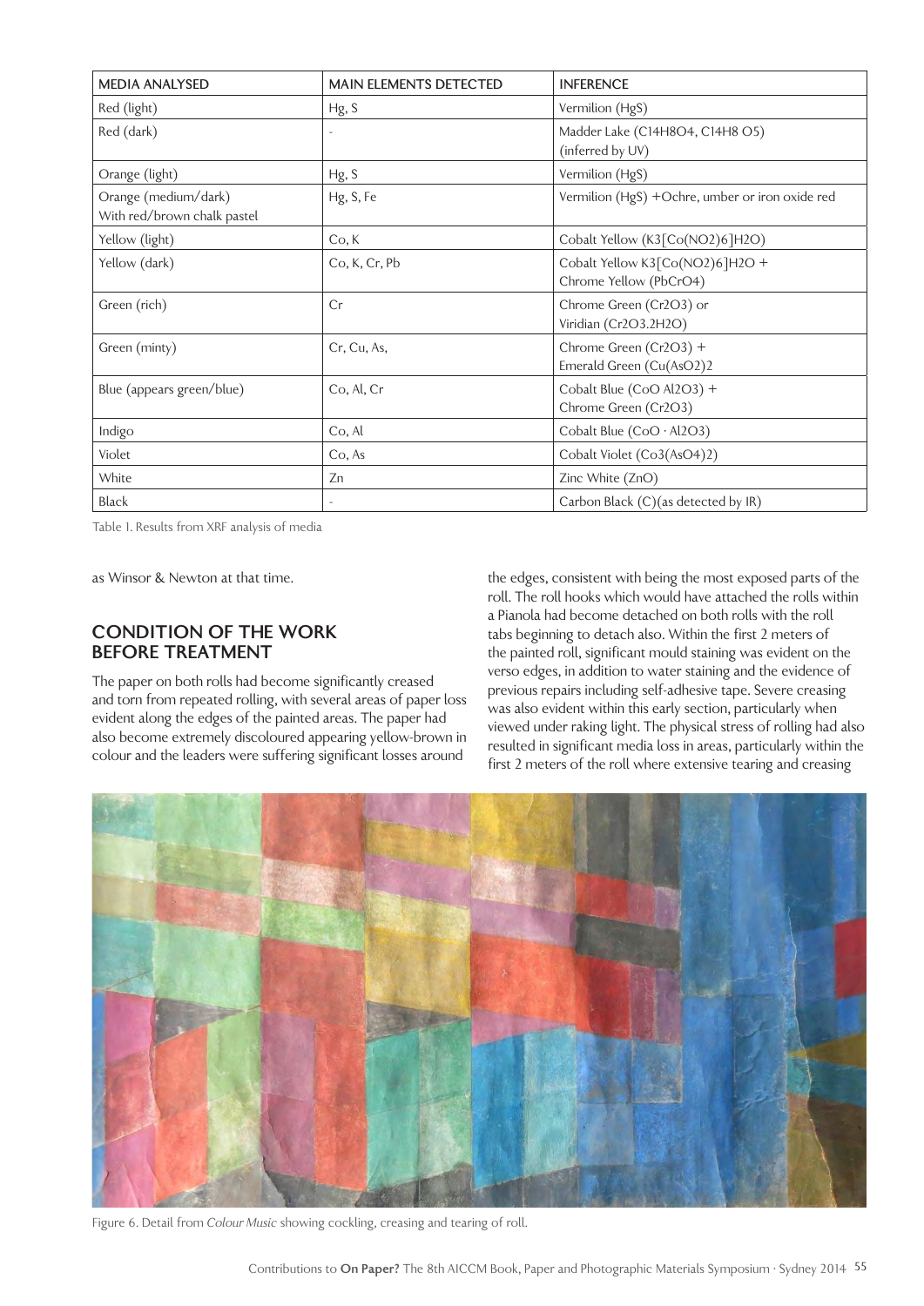| MEDIA ANALYSED | MAIN ELEMENTS DETECTED | INFERENCE |
|---|---|---|
| Red (light) | Hg, S | Vermilion (HgS) |
| Red (dark) | - | Madder Lake ($C_{14}H_8O_4$, $C_{14}H_8O_5$) (inferred by UV) |
| Orange (light) | Hg, S | Vermilion (HgS) |
| Orange (medium/dark) With red/brown chalk pastel | Hg, S, Fe | Vermilion (HgS) +Ochre, umber or iron oxide red |
| Yellow (light) | Co, K | Cobalt Yellow ($K_3[Co(NO_2)_6]H_2O$) |
| Yellow (dark) | Co, K, Cr, Pb | Cobalt Yellow $K_3[Co(NO_2)_6]H_2O$ + Chrome Yellow ($PbCrO_4$) |
| Green (rich) | Cr | Chrome Green ($Cr_2O_3$) or Viridian ($Cr_2O_3.2H_2O$) |
| Green (minty) | Cr, Cu, As, | Chrome Green ($Cr_2O_3$) + Emerald Green ($Cu(AsO_2)_2$ |
| Blue (appears green/blue) | Co, Al, Cr | Cobalt Blue ($CoO\ Al_2O_3$) + Chrome Green ($Cr_2O_3$) |
| Indigo | Co, Al | Cobalt Blue ($CoO \cdot Al_2O_3$) |
| Violet | Co, As | Cobalt Violet ($Co_3(AsO_4)_2$) |
| White | Zn | Zinc White (ZnO) |
| Black | - | Carbon Black (C)(as detected by IR) |

Table 1. Results from XRF analysis of media

as Winsor & Newton at that time.

## CONDITION OF THE WORK BEFORE TREATMENT

The paper on both rolls had become significantly creased and torn from repeated rolling, with several areas of paper loss evident along the edges of the painted areas. The paper had also become extremely discoloured appearing yellow-brown in colour and the leaders were suffering significant losses around the edges, consistent with being the most exposed parts of the roll. The roll hooks which would have attached the rolls within a Pianola had become detached on both rolls with the roll tabs beginning to detach also. Within the first 2 meters of the painted roll, significant mould staining was evident on the verso edges, in addition to water staining and the evidence of previous repairs including self-adhesive tape. Severe creasing was also evident within this early section, particularly when viewed under raking light. The physical stress of rolling had also resulted in significant media loss in areas, particularly within the first 2 meters of the roll where extensive tearing and creasing

Figure 6. Detail from *Colour Music* showing cockling, creasing and tearing of roll.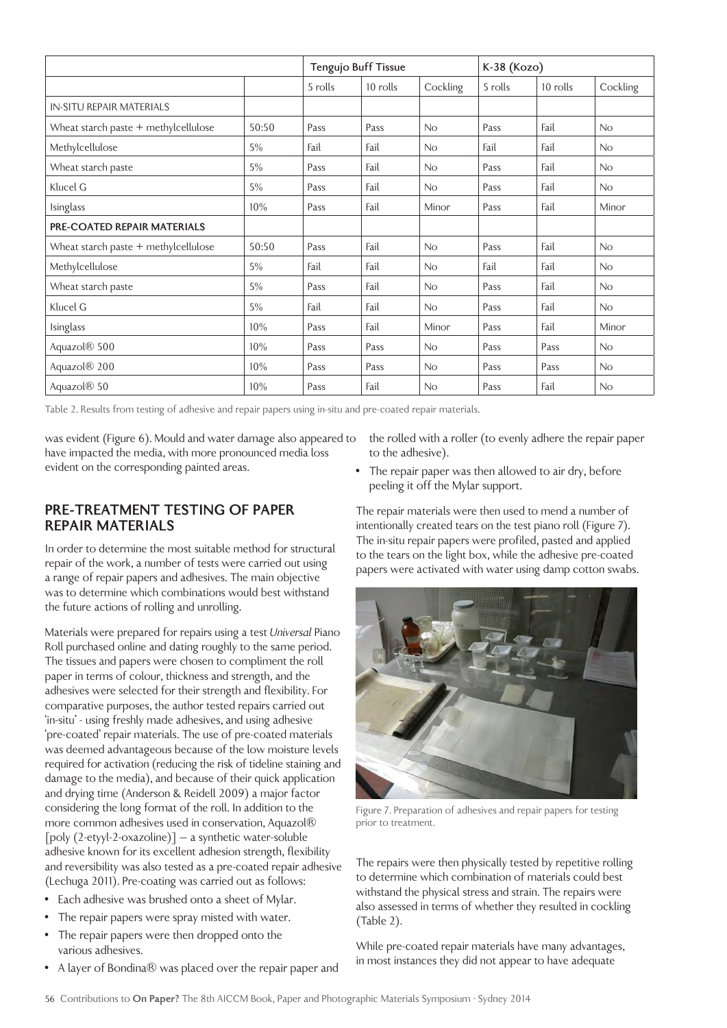| | | Tengujo Buff Tissue | | | K-38 (Kozo) | | |
|---|---|---|---|---|---|---|---|
| | | 5 rolls | 10 rolls | Cockling | 5 rolls | 10 rolls | Cockling |
| IN-SITU REPAIR MATERIALS | | | | | | | |
| Wheat starch paste + methylcellulose | 50:50 | Pass | Pass | No | Pass | Fail | No |
| Methylcellulose | 5% | Fail | Fail | No | Fail | Fail | No |
| Wheat starch paste | 5% | Pass | Fail | No | Pass | Fail | No |
| Klucel G | 5% | Pass | Fail | No | Pass | Fail | No |
| Isinglass | 10% | Pass | Fail | Minor | Pass | Fail | Minor |
| PRE-COATED REPAIR MATERIALS | | | | | | | |
| Wheat starch paste + methylcellulose | 50:50 | Pass | Fail | No | Pass | Fail | No |
| Methylcellulose | 5% | Fail | Fail | No | Fail | Fail | No |
| Wheat starch paste | 5% | Pass | Fail | No | Pass | Fail | No |
| Klucel G | 5% | Fail | Fail | No | Pass | Fail | No |
| Isinglass | 10% | Pass | Fail | Minor | Pass | Fail | Minor |
| Aquazol® 500 | 10% | Pass | Pass | No | Pass | Pass | No |
| Aquazol® 200 | 10% | Pass | Pass | No | Pass | Pass | No |
| Aquazol® 50 | 10% | Pass | Fail | No | Pass | Fail | No |

Table 2. Results from testing of adhesive and repair papers using in-situ and pre-coated repair materials.

was evident (Figure 6). Mould and water damage also appeared to have impacted the media, with more pronounced media loss evident on the corresponding painted areas.

## PRE-TREATMENT TESTING OF PAPER REPAIR MATERIALS

In order to determine the most suitable method for structural repair of the work, a number of tests were carried out using a range of repair papers and adhesives. The main objective was to determine which combinations would best withstand the future actions of rolling and unrolling.

Materials were prepared for repairs using a test *Universal* Piano Roll purchased online and dating roughly to the same period. The tissues and papers were chosen to compliment the roll paper in terms of colour, thickness and strength, and the adhesives were selected for their strength and flexibility. For comparative purposes, the author tested repairs carried out 'in-situ' - using freshly made adhesives, and using adhesive 'pre-coated' repair materials. The use of pre-coated materials was deemed advantageous because of the low moisture levels required for activation (reducing the risk of tideline staining and damage to the media), and because of their quick application and drying time (Anderson & Reidell 2009) a major factor considering the long format of the roll. In addition to the more common adhesives used in conservation, Aquazol® [poly (2-etyyl-2-oxazoline)] – a synthetic water-soluble adhesive known for its excellent adhesion strength, flexibility and reversibility was also tested as a pre-coated repair adhesive (Lechuga 2011). Pre-coating was carried out as follows:

- Each adhesive was brushed onto a sheet of Mylar.
- The repair papers were spray misted with water.
- The repair papers were then dropped onto the various adhesives.
- A layer of Bondina® was placed over the repair paper and the rolled with a roller (to evenly adhere the repair paper to the adhesive).
- The repair paper was then allowed to air dry, before peeling it off the Mylar support.

The repair materials were then used to mend a number of intentionally created tears on the test piano roll (Figure 7). The in-situ repair papers were profiled, pasted and applied to the tears on the light box, while the adhesive pre-coated papers were activated with water using damp cotton swabs.

Figure 7. Preparation of adhesives and repair papers for testing prior to treatment.

The repairs were then physically tested by repetitive rolling to determine which combination of materials could best withstand the physical stress and strain. The repairs were also assessed in terms of whether they resulted in cockling (Table 2).

While pre-coated repair materials have many advantages, in most instances they did not appear to have adequate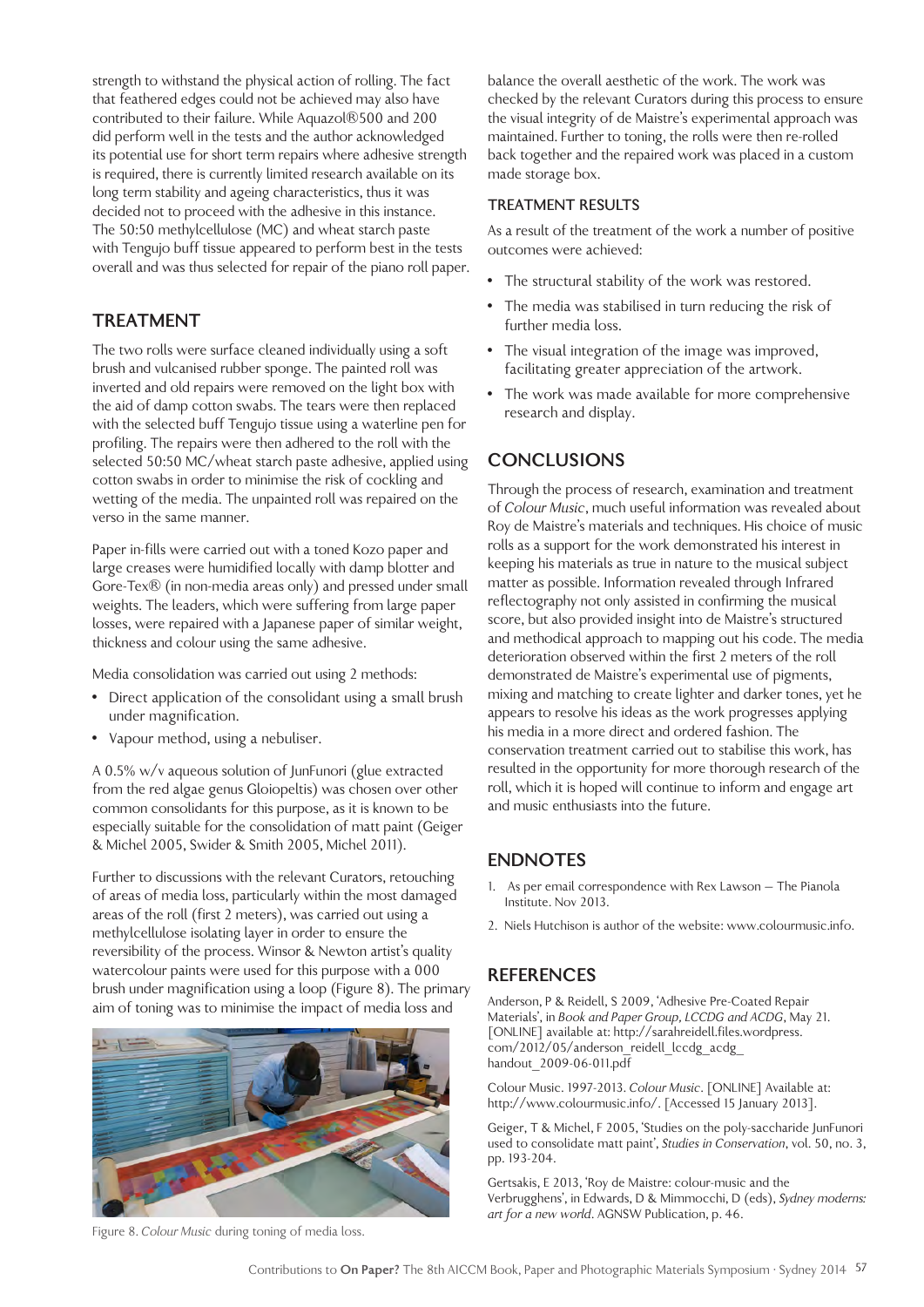strength to withstand the physical action of rolling. The fact that feathered edges could not be achieved may also have contributed to their failure. While Aquazol®500 and 200 did perform well in the tests and the author acknowledged its potential use for short term repairs where adhesive strength is required, there is currently limited research available on its long term stability and ageing characteristics, thus it was decided not to proceed with the adhesive in this instance. The 50:50 methylcellulose (MC) and wheat starch paste with Tengujo buff tissue appeared to perform best in the tests overall and was thus selected for repair of the piano roll paper.

## TREATMENT

The two rolls were surface cleaned individually using a soft brush and vulcanised rubber sponge. The painted roll was inverted and old repairs were removed on the light box with the aid of damp cotton swabs. The tears were then replaced with the selected buff Tengujo tissue using a waterline pen for profiling. The repairs were then adhered to the roll with the selected 50:50 MC/wheat starch paste adhesive, applied using cotton swabs in order to minimise the risk of cockling and wetting of the media. The unpainted roll was repaired on the verso in the same manner.

Paper in-fills were carried out with a toned Kozo paper and large creases were humidified locally with damp blotter and Gore-Tex® (in non-media areas only) and pressed under small weights. The leaders, which were suffering from large paper losses, were repaired with a Japanese paper of similar weight, thickness and colour using the same adhesive.

Media consolidation was carried out using 2 methods:

- Direct application of the consolidant using a small brush under magnification.
- Vapour method, using a nebuliser.

A 0.5% w/v aqueous solution of JunFunori (glue extracted from the red algae genus Gloiopeltis) was chosen over other common consolidants for this purpose, as it is known to be especially suitable for the consolidation of matt paint (Geiger & Michel 2005, Swider & Smith 2005, Michel 2011).

Further to discussions with the relevant Curators, retouching of areas of media loss, particularly within the most damaged areas of the roll (first 2 meters), was carried out using a methylcellulose isolating layer in order to ensure the reversibility of the process. Winsor & Newton artist's quality watercolour paints were used for this purpose with a 000 brush under magnification using a loop (Figure 8). The primary aim of toning was to minimise the impact of media loss and balance the overall aesthetic of the work. The work was checked by the relevant Curators during this process to ensure the visual integrity of de Maistre's experimental approach was maintained. Further to toning, the rolls were then re-rolled back together and the repaired work was placed in a custom made storage box.

Figure 8. *Colour Music* during toning of media loss.

### TREATMENT RESULTS

As a result of the treatment of the work a number of positive outcomes were achieved:

- The structural stability of the work was restored.
- The media was stabilised in turn reducing the risk of further media loss.
- The visual integration of the image was improved, facilitating greater appreciation of the artwork.
- The work was made available for more comprehensive research and display.

## CONCLUSIONS

Through the process of research, examination and treatment of *Colour Music*, much useful information was revealed about Roy de Maistre's materials and techniques. His choice of music rolls as a support for the work demonstrated his interest in keeping his materials as true in nature to the musical subject matter as possible. Information revealed through Infrared reflectography not only assisted in confirming the musical score, but also provided insight into de Maistre's structured and methodical approach to mapping out his code. The media deterioration observed within the first 2 meters of the roll demonstrated de Maistre's experimental use of pigments, mixing and matching to create lighter and darker tones, yet he appears to resolve his ideas as the work progresses applying his media in a more direct and ordered fashion. The conservation treatment carried out to stabilise this work, has resulted in the opportunity for more thorough research of the roll, which it is hoped will continue to inform and engage art and music enthusiasts into the future.

## ENDNOTES

1. As per email correspondence with Rex Lawson – The Pianola Institute. Nov 2013.
2. Niels Hutchison is author of the website: www.colourmusic.info.

## REFERENCES

Anderson, P & Reidell, S 2009, 'Adhesive Pre-Coated Repair Materials', in *Book and Paper Group, LCCDG and ACDG*, May 21. [ONLINE] available at: http://sarahreidell.files.wordpress.com/2012/05/anderson_reidell_lccdg_acdg_handout_2009-06-011.pdf

Colour Music. 1997-2013. *Colour Music*. [ONLINE] Available at: http://www.colourmusic.info/. [Accessed 15 January 2013].

Geiger, T & Michel, F 2005, 'Studies on the poly-saccharide JunFunori used to consolidate matt paint', *Studies in Conservation*, vol. 50, no. 3, pp. 193-204.

Gertsakis, E 2013, 'Roy de Maistre: colour-music and the Verbrugghens', in Edwards, D & Mimmocchi, D (eds), *Sydney moderns: art for a new world*. AGNSW Publication, p. 46.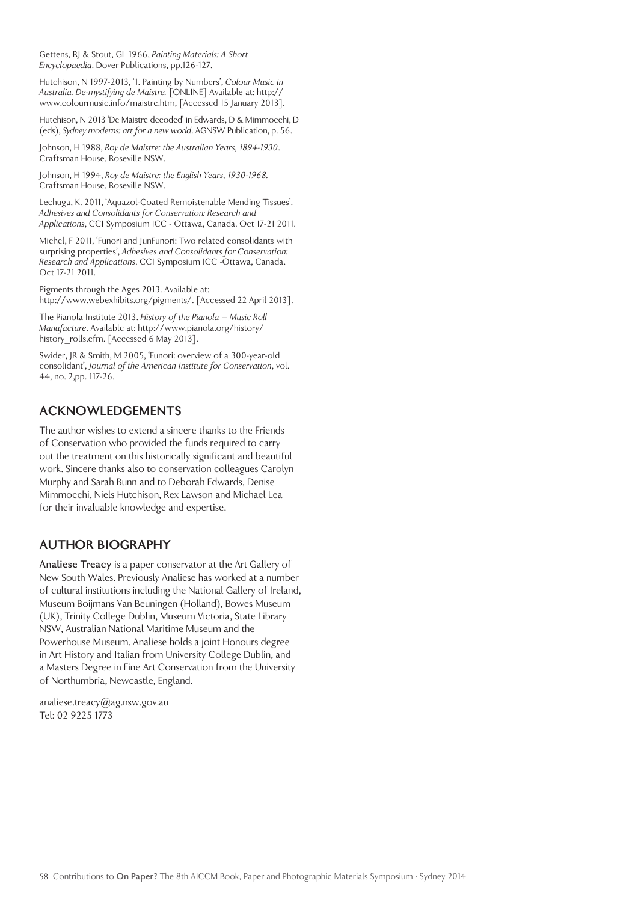Gettens, RJ & Stout, GL 1966, *Painting Materials: A Short Encyclopaedia*. Dover Publications, pp.126-127.

Hutchison, N 1997-2013, '1. Painting by Numbers', *Colour Music in Australia. De-mystifying de Maistre.* [ONLINE] Available at: http://www.colourmusic.info/maistre.htm, [Accessed 15 January 2013].

Hutchison, N 2013 'De Maistre decoded' in Edwards, D & Mimmocchi, D (eds), *Sydney moderns: art for a new world*. AGNSW Publication, p. 56.

Johnson, H 1988, *Roy de Maistre: the Australian Years, 1894-1930*. Craftsman House, Roseville NSW.

Johnson, H 1994, *Roy de Maistre: the English Years, 1930-1968*. Craftsman House, Roseville NSW.

Lechuga, K. 2011, 'Aquazol-Coated Remoistenable Mending Tissues'. *Adhesives and Consolidants for Conservation: Research and Applications*, CCI Symposium ICC - Ottawa, Canada. Oct 17-21 2011.

Michel, F 2011, 'Funori and JunFunori: Two related consolidants with surprising properties', *Adhesives and Consolidants for Conservation: Research and Applications*. CCI Symposium ICC -Ottawa, Canada. Oct 17-21 2011.

Pigments through the Ages 2013. Available at: http://www.webexhibits.org/pigments/. [Accessed 22 April 2013].

The Pianola Institute 2013. *History of the Pianola – Music Roll Manufacture*. Available at: http://www.pianola.org/history/history_rolls.cfm. [Accessed 6 May 2013].

Swider, JR & Smith, M 2005, 'Funori: overview of a 300-year-old consolidant', *Journal of the American Institute for Conservation*, vol. 44, no. 2,pp. 117-26.

## ACKNOWLEDGEMENTS

The author wishes to extend a sincere thanks to the Friends of Conservation who provided the funds required to carry out the treatment on this historically significant and beautiful work. Sincere thanks also to conservation colleagues Carolyn Murphy and Sarah Bunn and to Deborah Edwards, Denise Mimmocchi, Niels Hutchison, Rex Lawson and Michael Lea for their invaluable knowledge and expertise.

## AUTHOR BIOGRAPHY

**Analiese Treacy** is a paper conservator at the Art Gallery of New South Wales. Previously Analiese has worked at a number of cultural institutions including the National Gallery of Ireland, Museum Boijmans Van Beuningen (Holland), Bowes Museum (UK), Trinity College Dublin, Museum Victoria, State Library NSW, Australian National Maritime Museum and the Powerhouse Museum. Analiese holds a joint Honours degree in Art History and Italian from University College Dublin, and a Masters Degree in Fine Art Conservation from the University of Northumbria, Newcastle, England.

analiese.treacy@ag.nsw.gov.au
Tel: 02 9225 1773